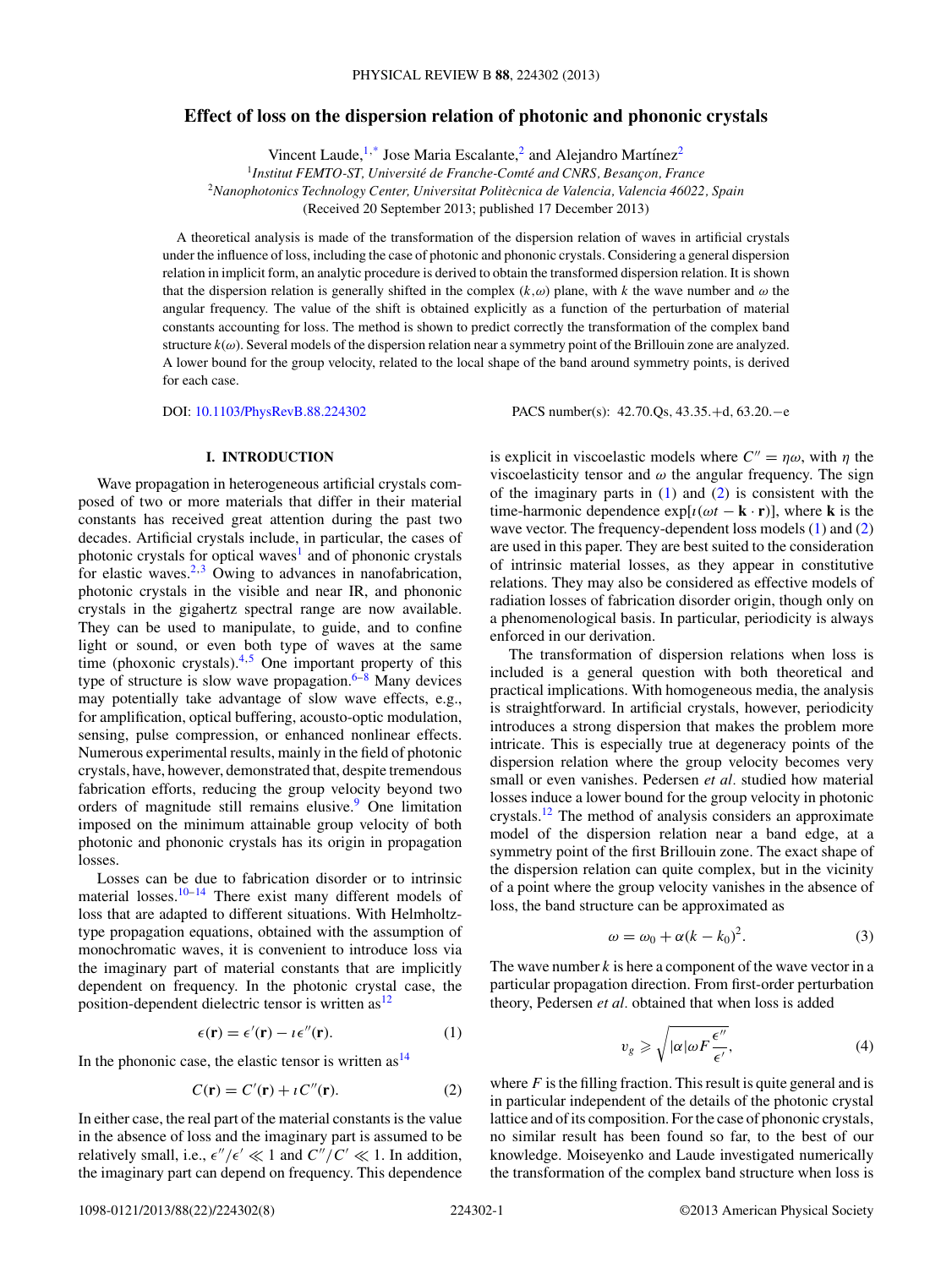# Effect of loss on the dispersion relation of photonic and phononic crystals

Vincent Laude,[1,*] Jose Maria Escalante,[2] and Alejandro Martínez[2]

[1]*Institut FEMTO-ST, Université de Franche-Comté and CNRS, Besançon, France*
[2]*Nanophotonics Technology Center, Universitat Politècnica de Valencia, Valencia 46022, Spain*
(Received 20 September 2013; published 17 December 2013)

A theoretical analysis is made of the transformation of the dispersion relation of waves in artificial crystals under the influence of loss, including the case of photonic and phononic crystals. Considering a general dispersion relation in implicit form, an analytic procedure is derived to obtain the transformed dispersion relation. It is shown that the dispersion relation is generally shifted in the complex $(k,\omega)$ plane, with $k$ the wave number and $\omega$ the angular frequency. The value of the shift is obtained explicitly as a function of the perturbation of material constants accounting for loss. The method is shown to predict correctly the transformation of the complex band structure $k(\omega)$. Several models of the dispersion relation near a symmetry point of the Brillouin zone are analyzed. A lower bound for the group velocity, related to the local shape of the band around symmetry points, is derived for each case.

DOI: 10.1103/PhysRevB.88.224302 PACS number(s): 42.70.Qs, 43.35.+d, 63.20.−e

## I. INTRODUCTION

Wave propagation in heterogeneous artificial crystals composed of two or more materials that differ in their material constants has received great attention during the past two decades. Artificial crystals include, in particular, the cases of photonic crystals for optical waves[1] and of phononic crystals for elastic waves.[2,3] Owing to advances in nanofabrication, photonic crystals in the visible and near IR, and phononic crystals in the gigahertz spectral range are now available. They can be used to manipulate, to guide, and to confine light or sound, or even both type of waves at the same time (phoxonic crystals).[4,5] One important property of this type of structure is slow wave propagation.[6–8] Many devices may potentially take advantage of slow wave effects, e.g., for amplification, optical buffering, acousto-optic modulation, sensing, pulse compression, or enhanced nonlinear effects. Numerous experimental results, mainly in the field of photonic crystals, have, however, demonstrated that, despite tremendous fabrication efforts, reducing the group velocity beyond two orders of magnitude still remains elusive.[9] One limitation imposed on the minimum attainable group velocity of both photonic and phononic crystals has its origin in propagation losses.

Losses can be due to fabrication disorder or to intrinsic material losses.[10–14] There exist many different models of loss that are adapted to different situations. With Helmholtz-type propagation equations, obtained with the assumption of monochromatic waves, it is convenient to introduce loss via the imaginary part of material constants that are implicitly dependent on frequency. In the photonic crystal case, the position-dependent dielectric tensor is written as[12]

$$\epsilon(\mathbf{r}) = \epsilon'(\mathbf{r}) - \imath\epsilon''(\mathbf{r}). \tag{1}$$

In the phononic case, the elastic tensor is written as[14]

$$C(\mathbf{r}) = C'(\mathbf{r}) + \imath C''(\mathbf{r}). \tag{2}$$

In either case, the real part of the material constants is the value in the absence of loss and the imaginary part is assumed to be relatively small, i.e., $\epsilon''/\epsilon' \ll 1$ and $C''/C' \ll 1$. In addition, the imaginary part can depend on frequency. This dependence is explicit in viscoelastic models where $C'' = \eta\omega$, with $\eta$ the viscoelasticity tensor and $\omega$ the angular frequency. The sign of the imaginary parts in (1) and (2) is consistent with the time-harmonic dependence $\exp[\imath(\omega t - \mathbf{k}\cdot\mathbf{r})]$, where $\mathbf{k}$ is the wave vector. The frequency-dependent loss models (1) and (2) are used in this paper. They are best suited to the consideration of intrinsic material losses, as they appear in constitutive relations. They may also be considered as effective models of radiation losses of fabrication disorder origin, though only on a phenomenological basis. In particular, periodicity is always enforced in our derivation.

The transformation of dispersion relations when loss is included is a general question with both theoretical and practical implications. With homogeneous media, the analysis is straightforward. In artificial crystals, however, periodicity introduces a strong dispersion that makes the problem more intricate. This is especially true at degeneracy points of the dispersion relation where the group velocity becomes very small or even vanishes. Pedersen *et al.* studied how material losses induce a lower bound for the group velocity in photonic crystals.[12] The method of analysis considers an approximate model of the dispersion relation near a band edge, at a symmetry point of the first Brillouin zone. The exact shape of the dispersion relation can quite complex, but in the vicinity of a point where the group velocity vanishes in the absence of loss, the band structure can be approximated as

$$\omega = \omega_0 + \alpha(k - k_0)^2. \tag{3}$$

The wave number $k$ is here a component of the wave vector in a particular propagation direction. From first-order perturbation theory, Pedersen *et al.* obtained that when loss is added

$$v_g \geqslant \sqrt{|\alpha|\omega F \frac{\epsilon''}{\epsilon'}}, \tag{4}$$

where $F$ is the filling fraction. This result is quite general and is in particular independent of the details of the photonic crystal lattice and of its composition. For the case of phononic crystals, no similar result has been found so far, to the best of our knowledge. Moiseyenko and Laude investigated numerically the transformation of the complex band structure when loss is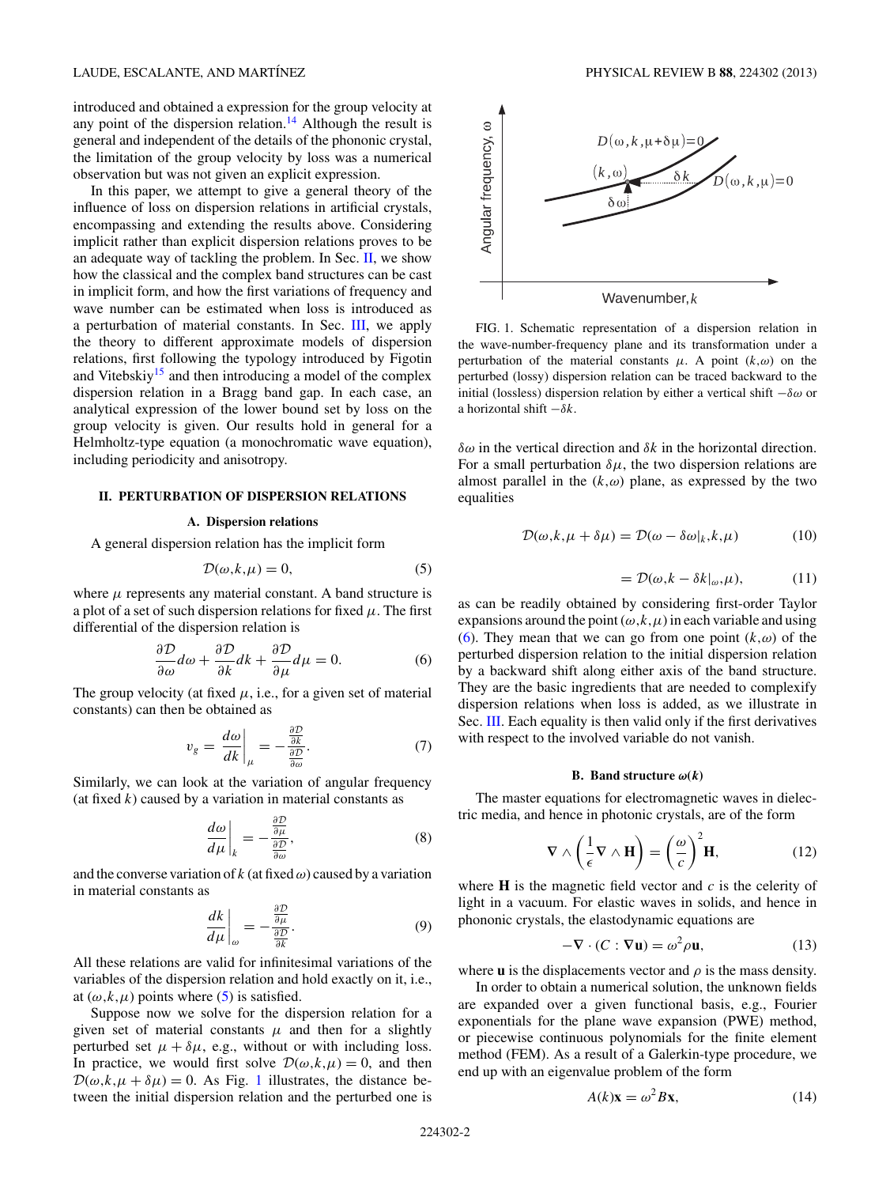introduced and obtained a expression for the group velocity at any point of the dispersion relation.[14] Although the result is general and independent of the details of the phononic crystal, the limitation of the group velocity by loss was a numerical observation but was not given an explicit expression.

In this paper, we attempt to give a general theory of the influence of loss on dispersion relations in artificial crystals, encompassing and extending the results above. Considering implicit rather than explicit dispersion relations proves to be an adequate way of tackling the problem. In Sec. II, we show how the classical and the complex band structures can be cast in implicit form, and how the first variations of frequency and wave number can be estimated when loss is introduced as a perturbation of material constants. In Sec. III, we apply the theory to different approximate models of dispersion relations, first following the typology introduced by Figotin and Vitebskiy[15] and then introducing a model of the complex dispersion relation in a Bragg band gap. In each case, an analytical expression of the lower bound set by loss on the group velocity is given. Our results hold in general for a Helmholtz-type equation (a monochromatic wave equation), including periodicity and anisotropy.

## II. PERTURBATION OF DISPERSION RELATIONS

### A. Dispersion relations

A general dispersion relation has the implicit form

$$\mathcal{D}(\omega,k,\mu) = 0, \tag{5}$$

where $\mu$ represents any material constant. A band structure is a plot of a set of such dispersion relations for fixed $\mu$. The first differential of the dispersion relation is

$$\frac{\partial \mathcal{D}}{\partial \omega}d\omega + \frac{\partial \mathcal{D}}{\partial k}dk + \frac{\partial \mathcal{D}}{\partial \mu}d\mu = 0. \tag{6}$$

The group velocity (at fixed $\mu$, i.e., for a given set of material constants) can then be obtained as

$$v_g = \left.\frac{d\omega}{dk}\right|_{\mu} = -\frac{\frac{\partial \mathcal{D}}{\partial k}}{\frac{\partial \mathcal{D}}{\partial \omega}}. \tag{7}$$

Similarly, we can look at the variation of angular frequency (at fixed $k$) caused by a variation in material constants as

$$\left.\frac{d\omega}{d\mu}\right|_{k} = -\frac{\frac{\partial \mathcal{D}}{\partial \mu}}{\frac{\partial \mathcal{D}}{\partial \omega}}, \tag{8}$$

and the converse variation of $k$ (at fixed $\omega$) caused by a variation in material constants as

$$\left.\frac{dk}{d\mu}\right|_{\omega} = -\frac{\frac{\partial \mathcal{D}}{\partial \mu}}{\frac{\partial \mathcal{D}}{\partial k}}. \tag{9}$$

All these relations are valid for infinitesimal variations of the variables of the dispersion relation and hold exactly on it, i.e., at $(\omega,k,\mu)$ points where (5) is satisfied.

Suppose now we solve for the dispersion relation for a given set of material constants $\mu$ and then for a slightly perturbed set $\mu + \delta\mu$, e.g., without or with including loss. In practice, we would first solve $\mathcal{D}(\omega,k,\mu) = 0$, and then $\mathcal{D}(\omega,k,\mu + \delta\mu) = 0$. As Fig. 1 illustrates, the distance between the initial dispersion relation and the perturbed one is

FIG. 1. Schematic representation of a dispersion relation in the wave-number-frequency plane and its transformation under a perturbation of the material constants $\mu$. A point $(k,\omega)$ on the perturbed (lossy) dispersion relation can be traced backward to the initial (lossless) dispersion relation by either a vertical shift $-\delta\omega$ or a horizontal shift $-\delta k$.

$\delta\omega$ in the vertical direction and $\delta k$ in the horizontal direction. For a small perturbation $\delta\mu$, the two dispersion relations are almost parallel in the $(k,\omega)$ plane, as expressed by the two equalities

$$\mathcal{D}(\omega,k,\mu + \delta\mu) = \mathcal{D}(\omega - \delta\omega|_k,k,\mu) \tag{10}$$

$$= \mathcal{D}(\omega,k - \delta k|_{\omega},\mu), \tag{11}$$

as can be readily obtained by considering first-order Taylor expansions around the point $(\omega,k,\mu)$ in each variable and using (6). They mean that we can go from one point $(k,\omega)$ of the perturbed dispersion relation to the initial dispersion relation by a backward shift along either axis of the band structure. They are the basic ingredients that are needed to complexify dispersion relations when loss is added, as we illustrate in Sec. III. Each equality is then valid only if the first derivatives with respect to the involved variable do not vanish.

### B. Band structure $\omega(k)$

The master equations for electromagnetic waves in dielectric media, and hence in photonic crystals, are of the form

$$\nabla \wedge \left(\frac{1}{\epsilon}\nabla \wedge \mathbf{H}\right) = \left(\frac{\omega}{c}\right)^2 \mathbf{H}, \tag{12}$$

where $\mathbf{H}$ is the magnetic field vector and $c$ is the celerity of light in a vacuum. For elastic waves in solids, and hence in phononic crystals, the elastodynamic equations are

$$-\nabla \cdot (C : \nabla \mathbf{u}) = \omega^2 \rho \mathbf{u}, \tag{13}$$

where $\mathbf{u}$ is the displacements vector and $\rho$ is the mass density.

In order to obtain a numerical solution, the unknown fields are expanded over a given functional basis, e.g., Fourier exponentials for the plane wave expansion (PWE) method, or piecewise continuous polynomials for the finite element method (FEM). As a result of a Galerkin-type procedure, we end up with an eigenvalue problem of the form

$$A(k)\mathbf{x} = \omega^2 B\mathbf{x}, \tag{14}$$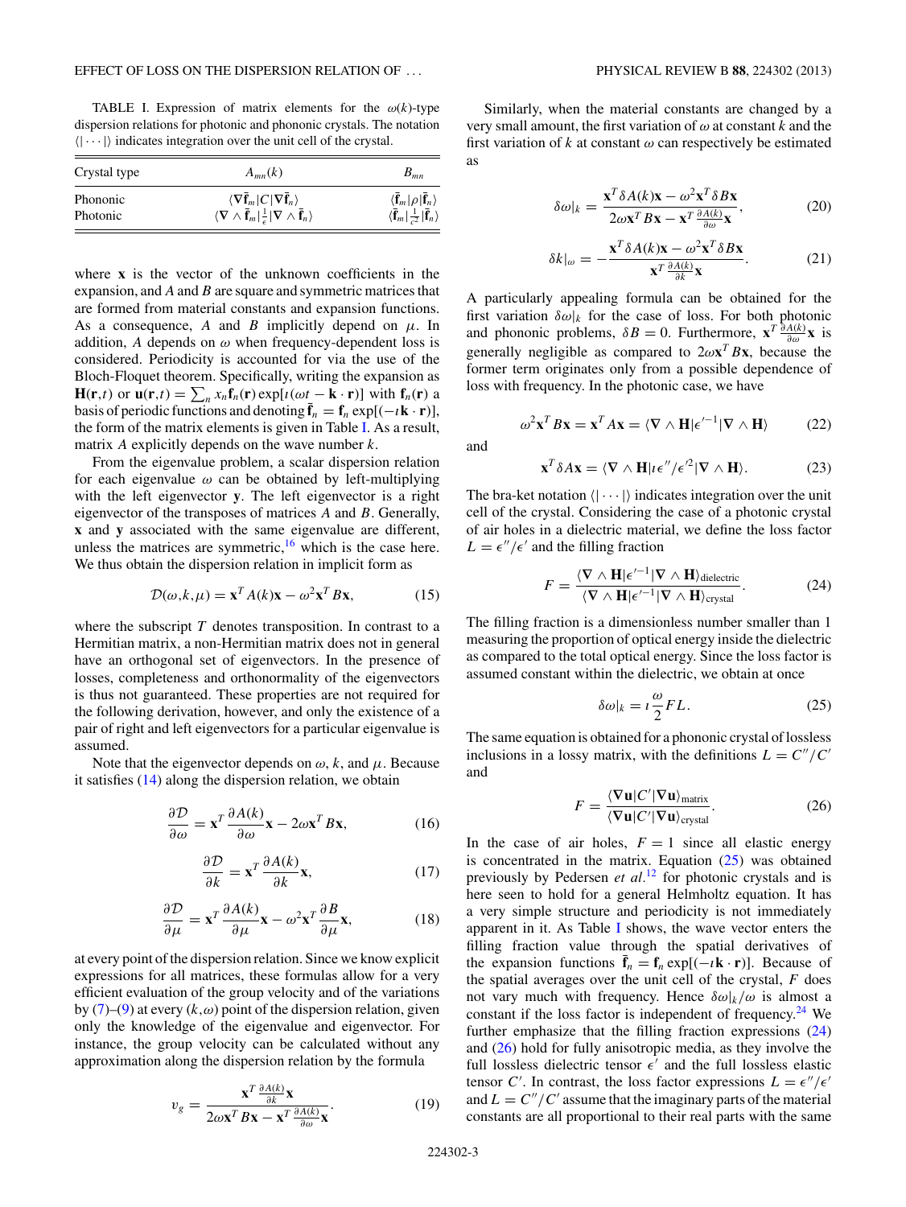TABLE I. Expression of matrix elements for the $\omega(k)$-type dispersion relations for photonic and phononic crystals. The notation $\langle|\cdots|\rangle$ indicates integration over the unit cell of the crystal.

| Crystal type | $A_{mn}(k)$ | $B_{mn}$ |
|---|---|---|
| Phononic | $\langle\nabla\bar{\mathbf{f}}_m\|C\|\nabla\bar{\mathbf{f}}_n\rangle$ | $\langle\bar{\mathbf{f}}_m\|\rho\|\bar{\mathbf{f}}_n\rangle$ |
| Photonic | $\langle\nabla\wedge\bar{\mathbf{f}}_m\|\frac{1}{\epsilon}\|\nabla\wedge\bar{\mathbf{f}}_n\rangle$ | $\langle\bar{\mathbf{f}}_m\|\frac{1}{c^2}\|\bar{\mathbf{f}}_n\rangle$ |

where $\mathbf{x}$ is the vector of the unknown coefficients in the expansion, and $A$ and $B$ are square and symmetric matrices that are formed from material constants and expansion functions. As a consequence, $A$ and $B$ implicitly depend on $\mu$. In addition, $A$ depends on $\omega$ when frequency-dependent loss is considered. Periodicity is accounted for via the use of the Bloch-Floquet theorem. Specifically, writing the expansion as $\mathbf{H}(\mathbf{r},t)$ or $\mathbf{u}(\mathbf{r},t) = \sum_n x_n \mathbf{f}_n(\mathbf{r}) \exp[\iota(\omega t - \mathbf{k}\cdot\mathbf{r})]$ with $\mathbf{f}_n(\mathbf{r})$ a basis of periodic functions and denoting $\bar{\mathbf{f}}_n = \mathbf{f}_n \exp[(-\iota\mathbf{k}\cdot\mathbf{r})]$, the form of the matrix elements is given in Table I. As a result, matrix $A$ explicitly depends on the wave number $k$.

From the eigenvalue problem, a scalar dispersion relation for each eigenvalue $\omega$ can be obtained by left-multiplying with the left eigenvector $\mathbf{y}$. The left eigenvector is a right eigenvector of the transposes of matrices $A$ and $B$. Generally, $\mathbf{x}$ and $\mathbf{y}$ associated with the same eigenvalue are different, unless the matrices are symmetric,[16] which is the case here. We thus obtain the dispersion relation in implicit form as

$$\mathcal{D}(\omega,k,\mu) = \mathbf{x}^T A(k)\mathbf{x} - \omega^2 \mathbf{x}^T B\mathbf{x}, \tag{15}$$

where the subscript $T$ denotes transposition. In contrast to a Hermitian matrix, a non-Hermitian matrix does not in general have an orthogonal set of eigenvectors. In the presence of losses, completeness and orthonormality of the eigenvectors is thus not guaranteed. These properties are not required for the following derivation, however, and only the existence of a pair of right and left eigenvectors for a particular eigenvalue is assumed.

Note that the eigenvector depends on $\omega$, $k$, and $\mu$. Because it satisfies (14) along the dispersion relation, we obtain

$$\frac{\partial\mathcal{D}}{\partial\omega} = \mathbf{x}^T \frac{\partial A(k)}{\partial\omega}\mathbf{x} - 2\omega\mathbf{x}^T B\mathbf{x}, \tag{16}$$

$$\frac{\partial\mathcal{D}}{\partial k} = \mathbf{x}^T \frac{\partial A(k)}{\partial k}\mathbf{x}, \tag{17}$$

$$\frac{\partial\mathcal{D}}{\partial\mu} = \mathbf{x}^T \frac{\partial A(k)}{\partial\mu}\mathbf{x} - \omega^2\mathbf{x}^T \frac{\partial B}{\partial\mu}\mathbf{x}, \tag{18}$$

at every point of the dispersion relation. Since we know explicit expressions for all matrices, these formulas allow for a very efficient evaluation of the group velocity and of the variations by (7)–(9) at every $(k,\omega)$ point of the dispersion relation, given only the knowledge of the eigenvalue and eigenvector. For instance, the group velocity can be calculated without any approximation along the dispersion relation by the formula

$$v_g = \frac{\mathbf{x}^T \frac{\partial A(k)}{\partial k}\mathbf{x}}{2\omega\mathbf{x}^T B\mathbf{x} - \mathbf{x}^T \frac{\partial A(k)}{\partial\omega}\mathbf{x}}. \tag{19}$$

Similarly, when the material constants are changed by a very small amount, the first variation of $\omega$ at constant $k$ and the first variation of $k$ at constant $\omega$ can respectively be estimated as

$$\delta\omega|_k = \frac{\mathbf{x}^T \delta A(k)\mathbf{x} - \omega^2\mathbf{x}^T \delta B\mathbf{x}}{2\omega\mathbf{x}^T B\mathbf{x} - \mathbf{x}^T \frac{\partial A(k)}{\partial\omega}\mathbf{x}}, \tag{20}$$

$$\delta k|_\omega = -\frac{\mathbf{x}^T \delta A(k)\mathbf{x} - \omega^2\mathbf{x}^T \delta B\mathbf{x}}{\mathbf{x}^T \frac{\partial A(k)}{\partial k}\mathbf{x}}. \tag{21}$$

A particularly appealing formula can be obtained for the first variation $\delta\omega|_k$ for the case of loss. For both photonic and phononic problems, $\delta B = 0$. Furthermore, $\mathbf{x}^T \frac{\partial A(k)}{\partial\omega}\mathbf{x}$ is generally negligible as compared to $2\omega\mathbf{x}^T B\mathbf{x}$, because the former term originates only from a possible dependence of loss with frequency. In the photonic case, we have

$$\omega^2\mathbf{x}^T B\mathbf{x} = \mathbf{x}^T A\mathbf{x} = \langle\nabla\wedge\mathbf{H}|\epsilon'^{-1}|\nabla\wedge\mathbf{H}\rangle \tag{22}$$

and

$$\mathbf{x}^T \delta A\mathbf{x} = \langle\nabla\wedge\mathbf{H}|\iota\epsilon''/\epsilon'^2|\nabla\wedge\mathbf{H}\rangle. \tag{23}$$

The bra-ket notation $\langle|\cdots|\rangle$ indicates integration over the unit cell of the crystal. Considering the case of a photonic crystal of air holes in a dielectric material, we define the loss factor $L = \epsilon''/\epsilon'$ and the filling fraction

$$F = \frac{\langle\nabla\wedge\mathbf{H}|\epsilon'^{-1}|\nabla\wedge\mathbf{H}\rangle_{\text{dielectric}}}{\langle\nabla\wedge\mathbf{H}|\epsilon'^{-1}|\nabla\wedge\mathbf{H}\rangle_{\text{crystal}}}. \tag{24}$$

The filling fraction is a dimensionless number smaller than 1 measuring the proportion of optical energy inside the dielectric as compared to the total optical energy. Since the loss factor is assumed constant within the dielectric, we obtain at once

$$\delta\omega|_k = \iota\frac{\omega}{2}FL. \tag{25}$$

The same equation is obtained for a phononic crystal of lossless inclusions in a lossy matrix, with the definitions $L = C''/C'$ and

$$F = \frac{\langle\nabla\mathbf{u}|C'|\nabla\mathbf{u}\rangle_{\text{matrix}}}{\langle\nabla\mathbf{u}|C'|\nabla\mathbf{u}\rangle_{\text{crystal}}}. \tag{26}$$

In the case of air holes, $F = 1$ since all elastic energy is concentrated in the matrix. Equation (25) was obtained previously by Pedersen *et al.*[12] for photonic crystals and is here seen to hold for a general Helmholtz equation. It has a very simple structure and periodicity is not immediately apparent in it. As Table I shows, the wave vector enters the filling fraction value through the spatial derivatives of the expansion functions $\bar{\mathbf{f}}_n = \mathbf{f}_n \exp[(-\iota\mathbf{k}\cdot\mathbf{r})]$. Because of the spatial averages over the unit cell of the crystal, $F$ does not vary much with frequency. Hence $\delta\omega|_k/\omega$ is almost a constant if the loss factor is independent of frequency.[24] We further emphasize that the filling fraction expressions (24) and (26) hold for fully anisotropic media, as they involve the full lossless dielectric tensor $\epsilon'$ and the full lossless elastic tensor $C'$. In contrast, the loss factor expressions $L = \epsilon''/\epsilon'$ and $L = C''/C'$ assume that the imaginary parts of the material constants are all proportional to their real parts with the same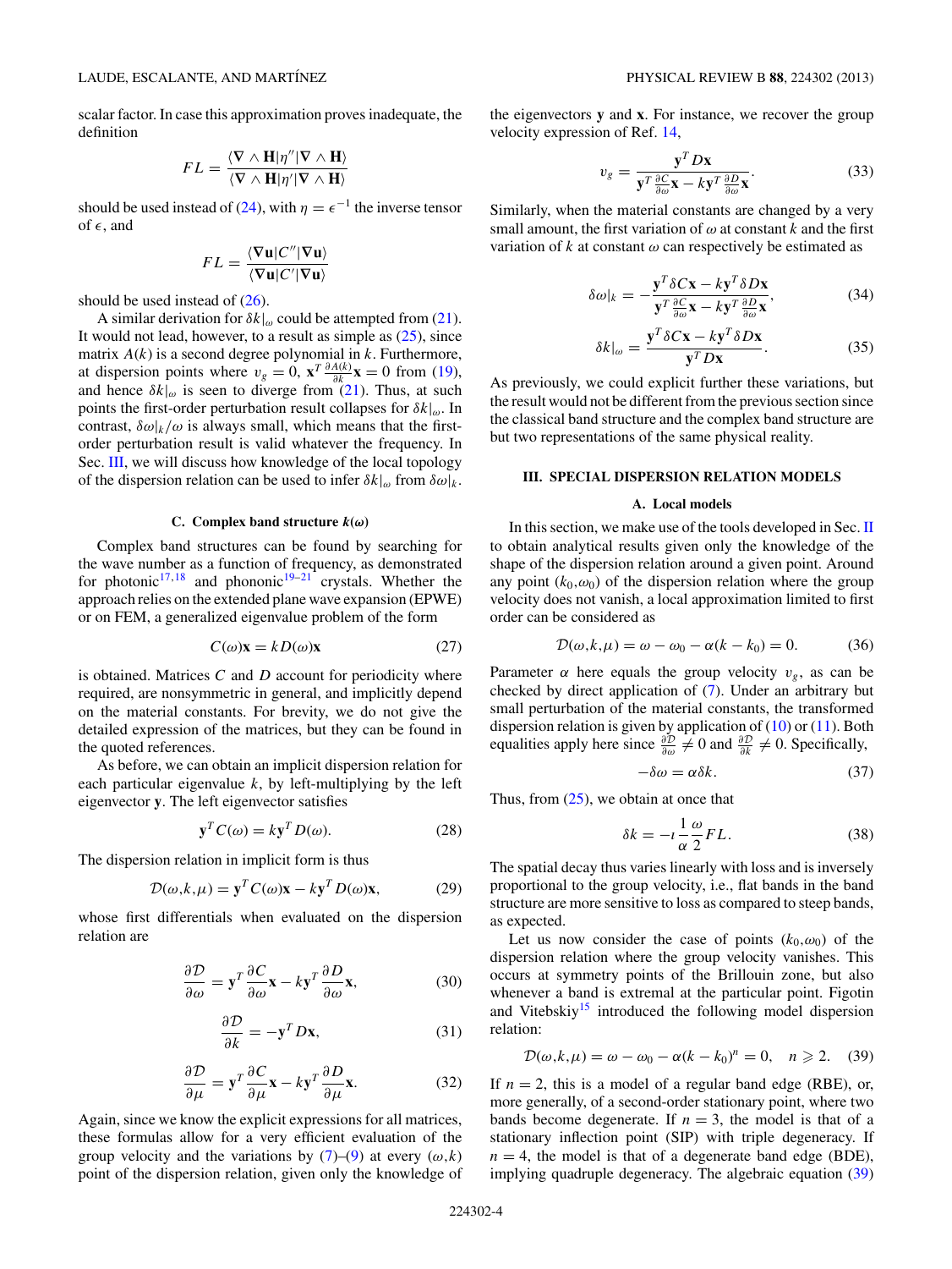scalar factor. In case this approximation proves inadequate, the definition

$$FL = \frac{\langle \nabla \wedge \mathbf{H} | \eta'' | \nabla \wedge \mathbf{H} \rangle}{\langle \nabla \wedge \mathbf{H} | \eta' | \nabla \wedge \mathbf{H} \rangle}$$

should be used instead of (24), with $\eta = \epsilon^{-1}$ the inverse tensor of $\epsilon$, and

$$FL = \frac{\langle \nabla \mathbf{u} | C'' | \nabla \mathbf{u} \rangle}{\langle \nabla \mathbf{u} | C' | \nabla \mathbf{u} \rangle}$$

should be used instead of (26).

A similar derivation for $\delta k|_\omega$ could be attempted from (21). It would not lead, however, to a result as simple as (25), since matrix $A(k)$ is a second degree polynomial in $k$. Furthermore, at dispersion points where $v_g = 0$, $\mathbf{x}^T \frac{\partial A(k)}{\partial k} \mathbf{x} = 0$ from (19), and hence $\delta k|_\omega$ is seen to diverge from (21). Thus, at such points the first-order perturbation result collapses for $\delta k|_\omega$. In contrast, $\delta \omega|_k / \omega$ is always small, which means that the first-order perturbation result is valid whatever the frequency. In Sec. III, we will discuss how knowledge of the local topology of the dispersion relation can be used to infer $\delta k|_\omega$ from $\delta \omega|_k$.

### C. Complex band structure $k(\omega)$

Complex band structures can be found by searching for the wave number as a function of frequency, as demonstrated for photonic[17,18] and phononic[19–21] crystals. Whether the approach relies on the extended plane wave expansion (EPWE) or on FEM, a generalized eigenvalue problem of the form

$$C(\omega)\mathbf{x} = k D(\omega)\mathbf{x} \tag{27}$$

is obtained. Matrices $C$ and $D$ account for periodicity where required, are nonsymmetric in general, and implicitly depend on the material constants. For brevity, we do not give the detailed expression of the matrices, but they can be found in the quoted references.

As before, we can obtain an implicit dispersion relation for each particular eigenvalue $k$, by left-multiplying by the left eigenvector $\mathbf{y}$. The left eigenvector satisfies

$$\mathbf{y}^T C(\omega) = k \mathbf{y}^T D(\omega). \tag{28}$$

The dispersion relation in implicit form is thus

$$\mathcal{D}(\omega, k, \mu) = \mathbf{y}^T C(\omega)\mathbf{x} - k \mathbf{y}^T D(\omega)\mathbf{x}, \tag{29}$$

whose first differentials when evaluated on the dispersion relation are

$$\frac{\partial \mathcal{D}}{\partial \omega} = \mathbf{y}^T \frac{\partial C}{\partial \omega}\mathbf{x} - k \mathbf{y}^T \frac{\partial D}{\partial \omega}\mathbf{x}, \tag{30}$$

$$\frac{\partial \mathcal{D}}{\partial k} = -\mathbf{y}^T D \mathbf{x}, \tag{31}$$

$$\frac{\partial \mathcal{D}}{\partial \mu} = \mathbf{y}^T \frac{\partial C}{\partial \mu}\mathbf{x} - k \mathbf{y}^T \frac{\partial D}{\partial \mu}\mathbf{x}. \tag{32}$$

Again, since we know the explicit expressions for all matrices, these formulas allow for a very efficient evaluation of the group velocity and the variations by (7)–(9) at every $(\omega, k)$ point of the dispersion relation, given only the knowledge of the eigenvectors $\mathbf{y}$ and $\mathbf{x}$. For instance, we recover the group velocity expression of Ref. 14,

$$v_g = \frac{\mathbf{y}^T D \mathbf{x}}{\mathbf{y}^T \frac{\partial C}{\partial \omega}\mathbf{x} - k \mathbf{y}^T \frac{\partial D}{\partial \omega}\mathbf{x}}. \tag{33}$$

Similarly, when the material constants are changed by a very small amount, the first variation of $\omega$ at constant $k$ and the first variation of $k$ at constant $\omega$ can respectively be estimated as

$$\delta \omega|_k = -\frac{\mathbf{y}^T \delta C \mathbf{x} - k \mathbf{y}^T \delta D \mathbf{x}}{\mathbf{y}^T \frac{\partial C}{\partial \omega}\mathbf{x} - k \mathbf{y}^T \frac{\partial D}{\partial \omega}\mathbf{x}}, \tag{34}$$

$$\delta k|_\omega = \frac{\mathbf{y}^T \delta C \mathbf{x} - k \mathbf{y}^T \delta D \mathbf{x}}{\mathbf{y}^T D \mathbf{x}}. \tag{35}$$

As previously, we could explicit further these variations, but the result would not be different from the previous section since the classical band structure and the complex band structure are but two representations of the same physical reality.

## III. SPECIAL DISPERSION RELATION MODELS

### A. Local models

In this section, we make use of the tools developed in Sec. II to obtain analytical results given only the knowledge of the shape of the dispersion relation around a given point. Around any point $(k_0, \omega_0)$ of the dispersion relation where the group velocity does not vanish, a local approximation limited to first order can be considered as

$$\mathcal{D}(\omega, k, \mu) = \omega - \omega_0 - \alpha(k - k_0) = 0. \tag{36}$$

Parameter $\alpha$ here equals the group velocity $v_g$, as can be checked by direct application of (7). Under an arbitrary but small perturbation of the material constants, the transformed dispersion relation is given by application of (10) or (11). Both equalities apply here since $\frac{\partial \mathcal{D}}{\partial \omega} \neq 0$ and $\frac{\partial \mathcal{D}}{\partial k} \neq 0$. Specifically,

$$-\delta \omega = \alpha \delta k. \tag{37}$$

Thus, from (25), we obtain at once that

$$\delta k = -\imath \frac{1}{\alpha} \frac{\omega}{2} FL. \tag{38}$$

The spatial decay thus varies linearly with loss and is inversely proportional to the group velocity, i.e., flat bands in the band structure are more sensitive to loss as compared to steep bands, as expected.

Let us now consider the case of points $(k_0, \omega_0)$ of the dispersion relation where the group velocity vanishes. This occurs at symmetry points of the Brillouin zone, but also whenever a band is extremal at the particular point. Figotin and Vitebskiy[15] introduced the following model dispersion relation:

$$\mathcal{D}(\omega, k, \mu) = \omega - \omega_0 - \alpha(k - k_0)^n = 0, \quad n \geqslant 2. \tag{39}$$

If $n = 2$, this is a model of a regular band edge (RBE), or, more generally, of a second-order stationary point, where two bands become degenerate. If $n = 3$, the model is that of a stationary inflection point (SIP) with triple degeneracy. If $n = 4$, the model is that of a degenerate band edge (BDE), implying quadruple degeneracy. The algebraic equation (39)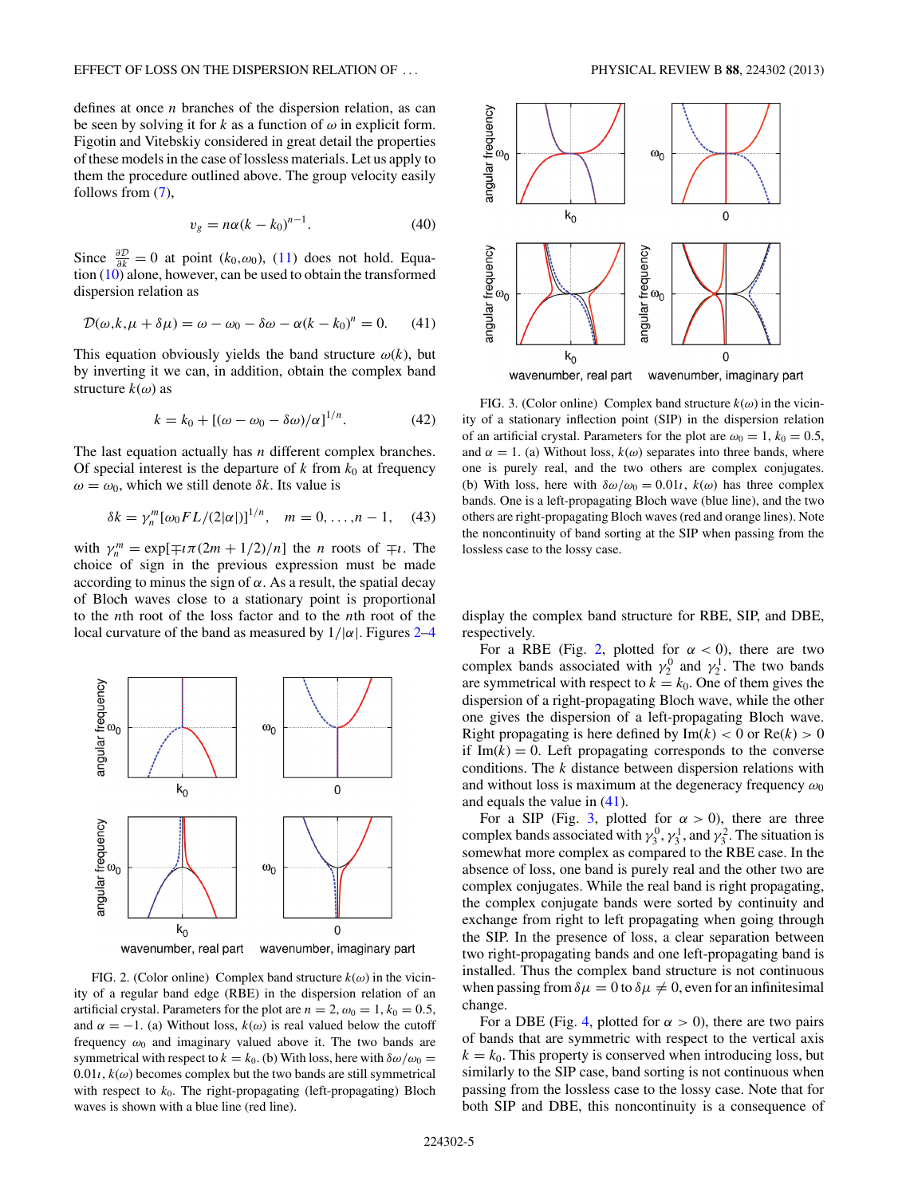defines at once $n$ branches of the dispersion relation, as can be seen by solving it for $k$ as a function of $\omega$ in explicit form. Figotin and Vitebskiy considered in great detail the properties of these models in the case of lossless materials. Let us apply to them the procedure outlined above. The group velocity easily follows from (7),

$$v_g = n\alpha(k - k_0)^{n-1}. \tag{40}$$

Since $\frac{\partial \mathcal{D}}{\partial k} = 0$ at point $(k_0,\omega_0)$, (11) does not hold. Equation (10) alone, however, can be used to obtain the transformed dispersion relation as

$$\mathcal{D}(\omega,k,\mu + \delta\mu) = \omega - \omega_0 - \delta\omega - \alpha(k - k_0)^n = 0. \tag{41}$$

This equation obviously yields the band structure $\omega(k)$, but by inverting it we can, in addition, obtain the complex band structure $k(\omega)$ as

$$k = k_0 + [(\omega - \omega_0 - \delta\omega)/\alpha]^{1/n}. \tag{42}$$

The last equation actually has $n$ different complex branches. Of special interest is the departure of $k$ from $k_0$ at frequency $\omega = \omega_0$, which we still denote $\delta k$. Its value is

$$\delta k = \gamma_n^m [\omega_0 F L/(2|\alpha|)]^{1/n}, \quad m = 0,\ldots,n-1, \tag{43}$$

with $\gamma_n^m = \exp[\mp\imath\pi(2m + 1/2)/n]$ the $n$ roots of $\mp\imath$. The choice of sign in the previous expression must be made according to minus the sign of $\alpha$. As a result, the spatial decay of Bloch waves close to a stationary point is proportional to the $n$th root of the loss factor and to the $n$th root of the local curvature of the band as measured by $1/|\alpha|$. Figures 2–4 display the complex band structure for RBE, SIP, and DBE, respectively.

FIG. 2. (Color online) Complex band structure $k(\omega)$ in the vicinity of a regular band edge (RBE) in the dispersion relation of an artificial crystal. Parameters for the plot are $n = 2$, $\omega_0 = 1$, $k_0 = 0.5$, and $\alpha = -1$. (a) Without loss, $k(\omega)$ is real valued below the cutoff frequency $\omega_0$ and imaginary valued above it. The two bands are symmetrical with respect to $k = k_0$. (b) With loss, here with $\delta\omega/\omega_0 = 0.01\imath$, $k(\omega)$ becomes complex but the two bands are still symmetrical with respect to $k_0$. The right-propagating (left-propagating) Bloch waves is shown with a blue line (red line).

FIG. 3. (Color online) Complex band structure $k(\omega)$ in the vicinity of a stationary inflection point (SIP) in the dispersion relation of an artificial crystal. Parameters for the plot are $\omega_0 = 1$, $k_0 = 0.5$, and $\alpha = 1$. (a) Without loss, $k(\omega)$ separates into three bands, where one is purely real, and the two others are complex conjugates. (b) With loss, here with $\delta\omega/\omega_0 = 0.01\imath$, $k(\omega)$ has three complex bands. One is a left-propagating Bloch wave (blue line), and the two others are right-propagating Bloch waves (red and orange lines). Note the noncontinuity of band sorting at the SIP when passing from the lossless case to the lossy case.

For a RBE (Fig. 2, plotted for $\alpha < 0$), there are two complex bands associated with $\gamma_2^0$ and $\gamma_2^1$. The two bands are symmetrical with respect to $k = k_0$. One of them gives the dispersion of a right-propagating Bloch wave, while the other one gives the dispersion of a left-propagating Bloch wave. Right propagating is here defined by $\text{Im}(k) < 0$ or $\text{Re}(k) > 0$ if $\text{Im}(k) = 0$. Left propagating corresponds to the converse conditions. The $k$ distance between dispersion relations with and without loss is maximum at the degeneracy frequency $\omega_0$ and equals the value in (41).

For a SIP (Fig. 3, plotted for $\alpha > 0$), there are three complex bands associated with $\gamma_3^0$, $\gamma_3^1$, and $\gamma_3^2$. The situation is somewhat more complex as compared to the RBE case. In the absence of loss, one band is purely real and the other two are complex conjugates. While the real band is right propagating, the complex conjugate bands were sorted by continuity and exchange from right to left propagating when going through the SIP. In the presence of loss, a clear separation between two right-propagating bands and one left-propagating band is installed. Thus the complex band structure is not continuous when passing from $\delta\mu = 0$ to $\delta\mu \neq 0$, even for an infinitesimal change.

For a DBE (Fig. 4, plotted for $\alpha > 0$), there are two pairs of bands that are symmetric with respect to the vertical axis $k = k_0$. This property is conserved when introducing loss, but similarly to the SIP case, band sorting is not continuous when passing from the lossless case to the lossy case. Note that for both SIP and DBE, this noncontinuity is a consequence of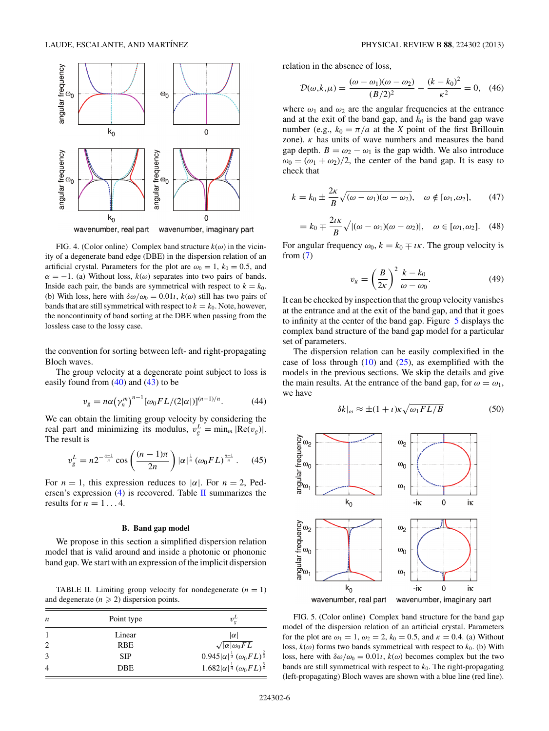FIG. 4. (Color online) Complex band structure $k(\omega)$ in the vicinity of a degenerate band edge (DBE) in the dispersion relation of an artificial crystal. Parameters for the plot are $\omega_0 = 1$, $k_0 = 0.5$, and $\alpha = -1$. (a) Without loss, $k(\omega)$ separates into two pairs of bands. Inside each pair, the bands are symmetrical with respect to $k = k_0$. (b) With loss, here with $\delta\omega/\omega_0 = 0.01\imath$, $k(\omega)$ still has two pairs of bands that are still symmetrical with respect to $k = k_0$. Note, however, the noncontinuity of band sorting at the DBE when passing from the lossless case to the lossy case.

the convention for sorting between left- and right-propagating Bloch waves.

The group velocity at a degenerate point subject to loss is easily found from (40) and (43) to be

$$v_g = n\alpha\left(\gamma_n^m\right)^{n-1}[\omega_0 F L/(2|\alpha|)]^{(n-1)/n}. \quad (44)$$

We can obtain the limiting group velocity by considering the real part and minimizing its modulus, $v_g^L = \min_m |\mathrm{Re}(v_g)|$. The result is

$$v_g^L = n2^{-\frac{n-1}{n}} \cos\left(\frac{(n-1)\pi}{2n}\right) |\alpha|^{\frac{1}{n}} (\omega_0 F L)^{\frac{n-1}{n}}. \quad (45)$$

For $n = 1$, this expression reduces to $|\alpha|$. For $n = 2$, Pedersen's expression (4) is recovered. Table II summarizes the results for $n = 1 \ldots 4$.

### B. Band gap model

We propose in this section a simplified dispersion relation model that is valid around and inside a photonic or phononic band gap. We start with an expression of the implicit dispersion relation in the absence of loss,

$$\mathcal{D}(\omega,k,\mu) = \frac{(\omega-\omega_1)(\omega-\omega_2)}{(B/2)^2} - \frac{(k-k_0)^2}{\kappa^2} = 0, \quad (46)$$

where $\omega_1$ and $\omega_2$ are the angular frequencies at the entrance and at the exit of the band gap, and $k_0$ is the band gap wave number (e.g., $k_0 = \pi/a$ at the $X$ point of the first Brillouin zone). $\kappa$ has units of wave numbers and measures the band gap depth. $B = \omega_2 - \omega_1$ is the gap width. We also introduce $\omega_0 = (\omega_1 + \omega_2)/2$, the center of the band gap. It is easy to check that

$$k = k_0 \pm \frac{2\kappa}{B}\sqrt{(\omega-\omega_1)(\omega-\omega_2)}, \quad \omega \notin [\omega_1,\omega_2], \quad (47)$$

$$= k_0 \mp \frac{2\imath\kappa}{B}\sqrt{|(\omega-\omega_1)(\omega-\omega_2)|}, \quad \omega \in [\omega_1,\omega_2]. \quad (48)$$

For angular frequency $\omega_0$, $k = k_0 \mp \imath\kappa$. The group velocity is from (7)

$$v_g = \left(\frac{B}{2\kappa}\right)^2 \frac{k-k_0}{\omega-\omega_0}. \quad (49)$$

It can be checked by inspection that the group velocity vanishes at the entrance and at the exit of the band gap, and that it goes to infinity at the center of the band gap. Figure 5 displays the complex band structure of the band gap model for a particular set of parameters.

The dispersion relation can be easily complexified in the case of loss through (10) and (25), as exemplified with the models in the previous sections. We skip the details and give the main results. At the entrance of the band gap, for $\omega = \omega_1$, we have

$$\delta k|_\omega \approx \pm(1+\imath)\kappa\sqrt{\omega_1 F L/B} \quad (50)$$

FIG. 5. (Color online) Complex band structure for the band gap model of the dispersion relation of an artificial crystal. Parameters for the plot are $\omega_1 = 1$, $\omega_2 = 2$, $k_0 = 0.5$, and $\kappa = 0.4$. (a) Without loss, $k(\omega)$ forms two bands symmetrical with respect to $k_0$. (b) With loss, here with $\delta\omega/\omega_0 = 0.01\imath$, $k(\omega)$ becomes complex but the two bands are still symmetrical with respect to $k_0$. The right-propagating (left-propagating) Bloch waves are shown with a blue line (red line).

TABLE II. Limiting group velocity for nondegenerate ($n = 1$) and degenerate ($n \geqslant 2$) dispersion points.

| $n$ | Point type | $v_g^L$ |
|---|---|---|
| 1 | Linear | $\lvert\alpha\rvert$ |
| 2 | RBE | $\sqrt{\lvert\alpha\rvert\omega_0 F L}$ |
| 3 | SIP | $0.945\lvert\alpha\rvert^{\frac{1}{3}}(\omega_0 F L)^{\frac{2}{3}}$ |
| 4 | DBE | $1.682\lvert\alpha\rvert^{\frac{1}{4}}(\omega_0 F L)^{\frac{3}{4}}$ |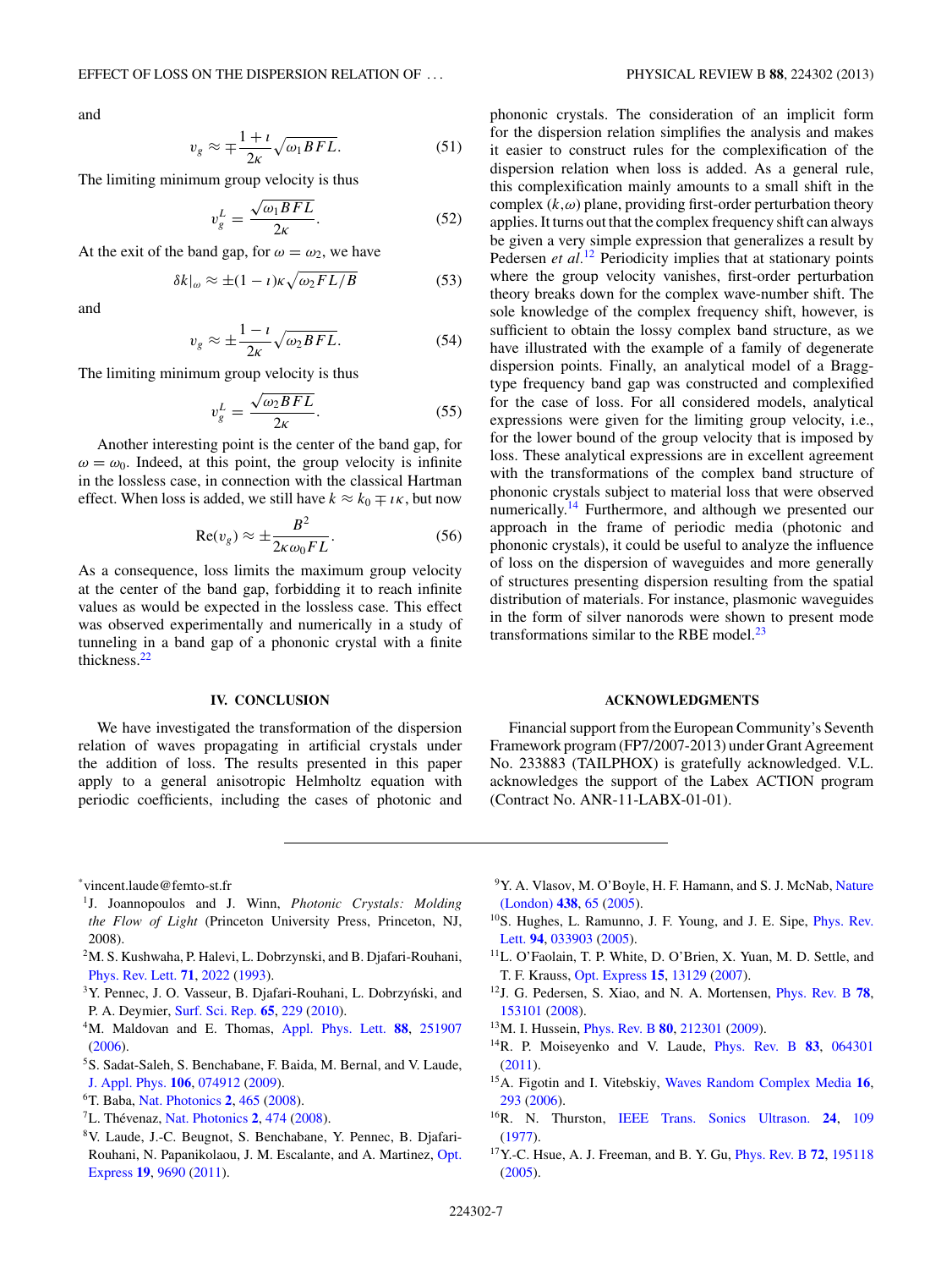and

$$v_g \approx \mp \frac{1+\imath}{2\kappa}\sqrt{\omega_1 BFL}. \tag{51}$$

The limiting minimum group velocity is thus

$$v_g^L = \frac{\sqrt{\omega_1 BFL}}{2\kappa}. \tag{52}$$

At the exit of the band gap, for $\omega = \omega_2$, we have

$$\delta k|_\omega \approx \pm(1-\imath)\kappa\sqrt{\omega_2 FL/B} \tag{53}$$

and

$$v_g \approx \pm \frac{1-\imath}{2\kappa}\sqrt{\omega_2 BFL}. \tag{54}$$

The limiting minimum group velocity is thus

$$v_g^L = \frac{\sqrt{\omega_2 BFL}}{2\kappa}. \tag{55}$$

Another interesting point is the center of the band gap, for $\omega = \omega_0$. Indeed, at this point, the group velocity is infinite in the lossless case, in connection with the classical Hartman effect. When loss is added, we still have $k \approx k_0 \mp \imath\kappa$, but now

$$\mathrm{Re}(v_g) \approx \pm \frac{B^2}{2\kappa\omega_0 FL}. \tag{56}$$

As a consequence, loss limits the maximum group velocity at the center of the band gap, forbidding it to reach infinite values as would be expected in the lossless case. This effect was observed experimentally and numerically in a study of tunneling in a band gap of a phononic crystal with a finite thickness.[22]

## IV. CONCLUSION

We have investigated the transformation of the dispersion relation of waves propagating in artificial crystals under the addition of loss. The results presented in this paper apply to a general anisotropic Helmholtz equation with periodic coefficients, including the cases of photonic and phononic crystals. The consideration of an implicit form for the dispersion relation simplifies the analysis and makes it easier to construct rules for the complexification of the dispersion relation when loss is added. As a general rule, this complexification mainly amounts to a small shift in the complex $(k,\omega)$ plane, providing first-order perturbation theory applies. It turns out that the complex frequency shift can always be given a very simple expression that generalizes a result by Pedersen *et al.*[12] Periodicity implies that at stationary points where the group velocity vanishes, first-order perturbation theory breaks down for the complex wave-number shift. The sole knowledge of the complex frequency shift, however, is sufficient to obtain the lossy complex band structure, as we have illustrated with the example of a family of degenerate dispersion points. Finally, an analytical model of a Bragg-type frequency band gap was constructed and complexified for the case of loss. For all considered models, analytical expressions were given for the limiting group velocity, i.e., for the lower bound of the group velocity that is imposed by loss. These analytical expressions are in excellent agreement with the transformations of the complex band structure of phononic crystals subject to material loss that were observed numerically.[14] Furthermore, and although we presented our approach in the frame of periodic media (photonic and phononic crystals), it could be useful to analyze the influence of loss on the dispersion of waveguides and more generally of structures presenting dispersion resulting from the spatial distribution of materials. For instance, plasmonic waveguides in the form of silver nanorods were shown to present mode transformations similar to the RBE model.[23]

## ACKNOWLEDGMENTS

Financial support from the European Community's Seventh Framework program (FP7/2007-2013) under Grant Agreement No. 233883 (TAILPHOX) is gratefully acknowledged. V.L. acknowledges the support of the Labex ACTION program (Contract No. ANR-11-LABX-01-01).

---

[*] vincent.laude@femto-st.fr

[1] J. Joannopoulos and J. Winn, *Photonic Crystals: Molding the Flow of Light* (Princeton University Press, Princeton, NJ, 2008).

[2] M. S. Kushwaha, P. Halevi, L. Dobrzynski, and B. Djafari-Rouhani, Phys. Rev. Lett. **71**, 2022 (1993).

[3] Y. Pennec, J. O. Vasseur, B. Djafari-Rouhani, L. Dobrzyński, and P. A. Deymier, Surf. Sci. Rep. **65**, 229 (2010).

[4] M. Maldovan and E. Thomas, Appl. Phys. Lett. **88**, 251907 (2006).

[5] S. Sadat-Saleh, S. Benchabane, F. Baida, M. Bernal, and V. Laude, J. Appl. Phys. **106**, 074912 (2009).

[6] T. Baba, Nat. Photonics **2**, 465 (2008).

[7] L. Thévenaz, Nat. Photonics **2**, 474 (2008).

[8] V. Laude, J.-C. Beugnot, S. Benchabane, Y. Pennec, B. Djafari-Rouhani, N. Papanikolaou, J. M. Escalante, and A. Martinez, Opt. Express **19**, 9690 (2011).

[9] Y. A. Vlasov, M. O'Boyle, H. F. Hamann, and S. J. McNab, Nature (London) **438**, 65 (2005).

[10] S. Hughes, L. Ramunno, J. F. Young, and J. E. Sipe, Phys. Rev. Lett. **94**, 033903 (2005).

[11] L. O'Faolain, T. P. White, D. O'Brien, X. Yuan, M. D. Settle, and T. F. Krauss, Opt. Express **15**, 13129 (2007).

[12] J. G. Pedersen, S. Xiao, and N. A. Mortensen, Phys. Rev. B **78**, 153101 (2008).

[13] M. I. Hussein, Phys. Rev. B **80**, 212301 (2009).

[14] R. P. Moiseyenko and V. Laude, Phys. Rev. B **83**, 064301 (2011).

[15] A. Figotin and I. Vitebskiy, Waves Random Complex Media **16**, 293 (2006).

[16] R. N. Thurston, IEEE Trans. Sonics Ultrason. **24**, 109 (1977).

[17] Y.-C. Hsue, A. J. Freeman, and B. Y. Gu, Phys. Rev. B **72**, 195118 (2005).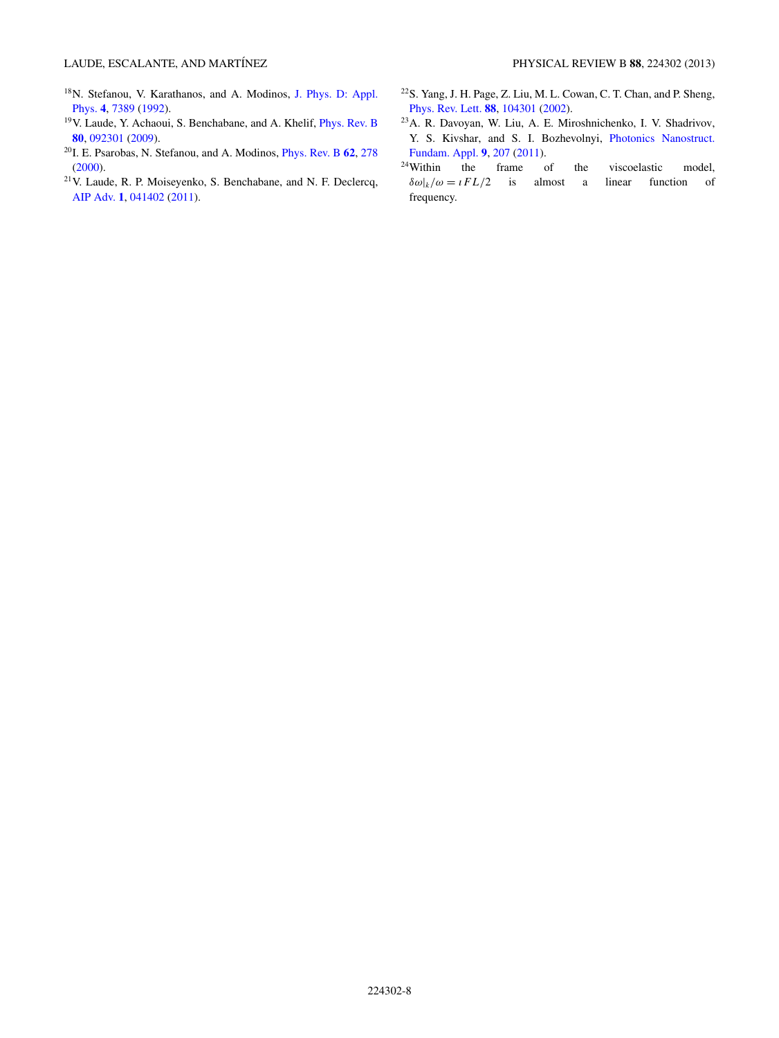[18] N. Stefanou, V. Karathanos, and A. Modinos, J. Phys. D: Appl. Phys. **4**, 7389 (1992).

[19] V. Laude, Y. Achaoui, S. Benchabane, and A. Khelif, Phys. Rev. B **80**, 092301 (2009).

[20] I. E. Psarobas, N. Stefanou, and A. Modinos, Phys. Rev. B **62**, 278 (2000).

[21] V. Laude, R. P. Moiseyenko, S. Benchabane, and N. F. Declercq, AIP Adv. **1**, 041402 (2011).

[22] S. Yang, J. H. Page, Z. Liu, M. L. Cowan, C. T. Chan, and P. Sheng, Phys. Rev. Lett. **88**, 104301 (2002).

[23] A. R. Davoyan, W. Liu, A. E. Miroshnichenko, I. V. Shadrivov, Y. S. Kivshar, and S. I. Bozhevolnyi, Photonics Nanostruct. Fundam. Appl. **9**, 207 (2011).

[24] Within the frame of the viscoelastic model, $\delta\omega|_k/\omega = \imath FL/2$ is almost a linear function of frequency.